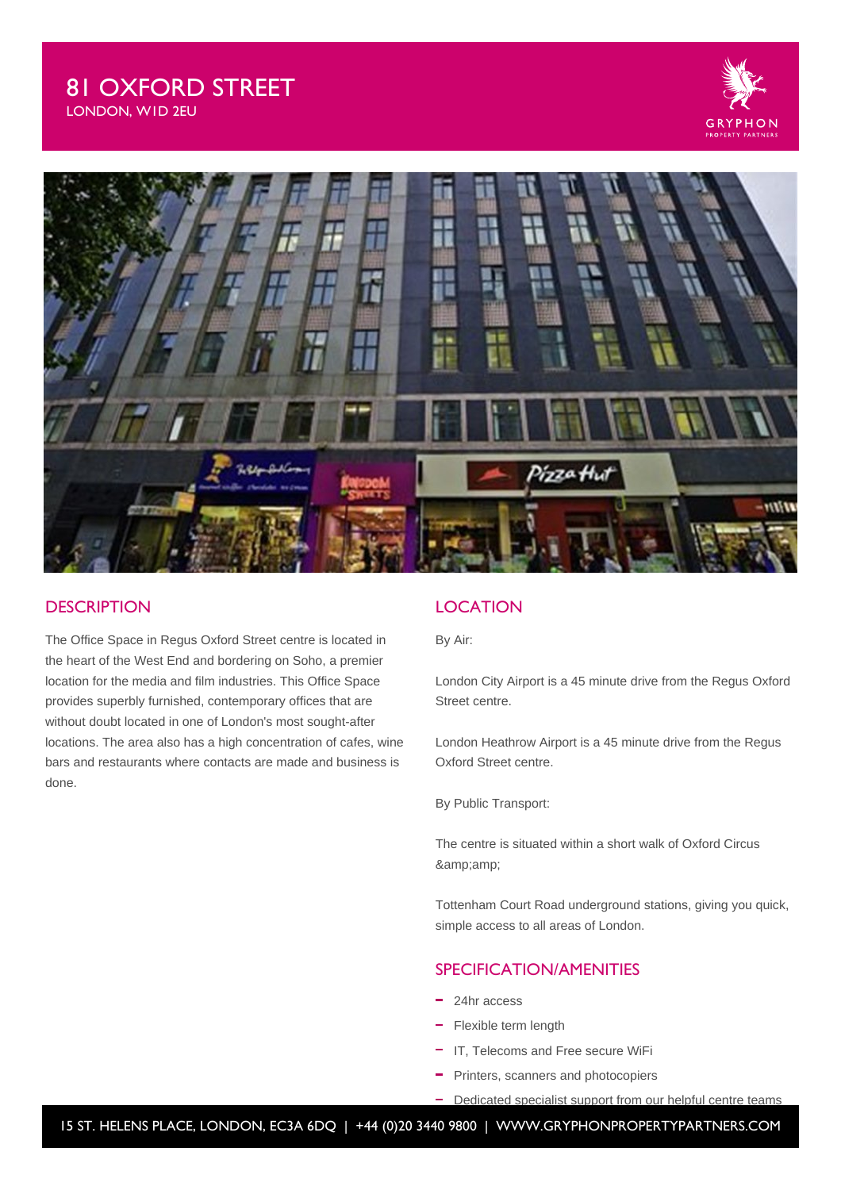# 81 OXFORD STREET

LONDON, W1D 2EU

## DESCRIPTION

The Office Space in Regus Oxford Street centre is located in the heart of the West End and bordering on Soho, a premier location for the media and film industries. This Office Space provides superbly furnished, contemporary offices that are without doubt located in one of London's most sought-after locations. The area also has a high concentration of cafes, wine bars and restaurants where contacts are made and business is done.

## LOCATION

By Air:

London City Airport is a 45 minute drive from the Regus Oxford Street centre.

London Heathrow Airport is a 45 minute drive from the Regus Oxford Street centre.

By Public Transport:

The centre is situated within a short walk of Oxford Circus &amp;amp;

Tottenham Court Road underground stations, giving you quick, simple access to all areas of London.

## SPECIFICATION/AMENITIES

- 24hr access
- Flexible term length
- IT, Telecoms and Free secure WiFi
- Printers, scanners and photocopiers
- Dedicated specialist support from our helpful centre teams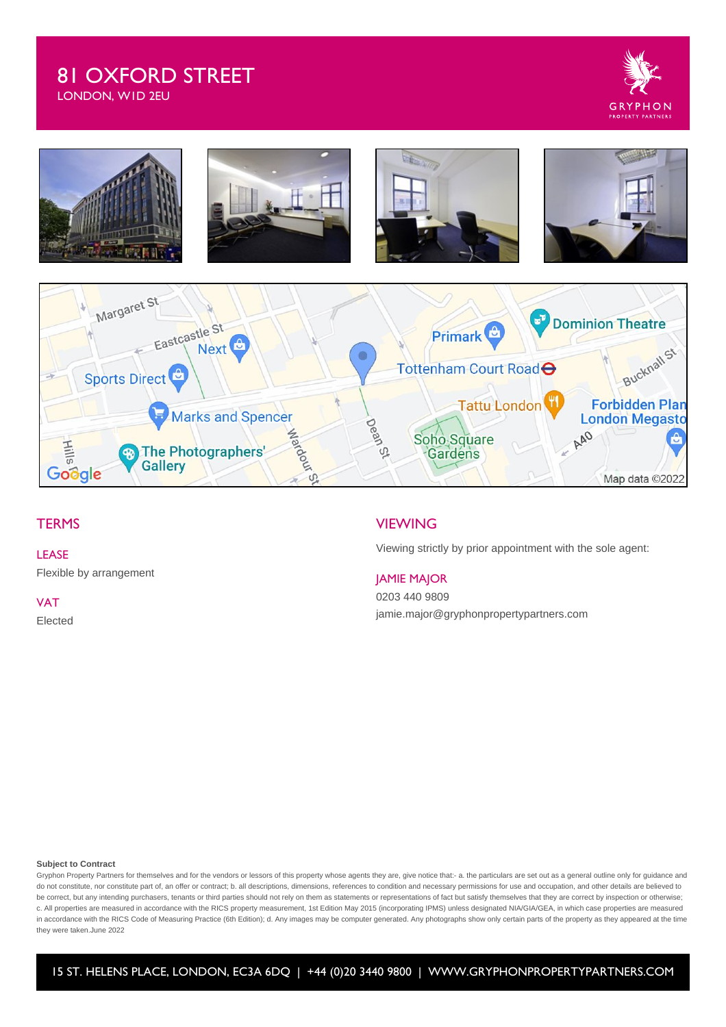# 81 OXFORD STREET

LONDON, W1D 2EU

GRYPHON
PROPERTY PARTNERS

## TERMS

### LEASE

Flexible by arrangement

### VAT

Elected

## VIEWING

Viewing strictly by prior appointment with the sole agent:

### JAMIE MAJOR

0203 440 9809

jamie.major@gryphonpropertypartners.com

**Subject to Contract**

Gryphon Property Partners for themselves and for the vendors or lessors of this property whose agents they are, give notice that:- a. the particulars are set out as a general outline only for guidance and do not constitute, nor constitute part of, an offer or contract; b. all descriptions, dimensions, references to condition and necessary permissions for use and occupation, and other details are believed to be correct, but any intending purchasers, tenants or third parties should not rely on them as statements or representations of fact but satisfy themselves that they are correct by inspection or otherwise; c. All properties are measured in accordance with the RICS property measurement, 1st Edition May 2015 (incorporating IPMS) unless designated NIA/GIA/GEA, in which case properties are measured in accordance with the RICS Code of Measuring Practice (6th Edition); d. Any images may be computer generated. Any photographs show only certain parts of the property as they appeared at the time they were taken.June 2022

15 ST. HELENS PLACE, LONDON, EC3A 6DQ | +44 (0)20 3440 9800 | WWW.GRYPHONPROPERTYPARTNERS.COM